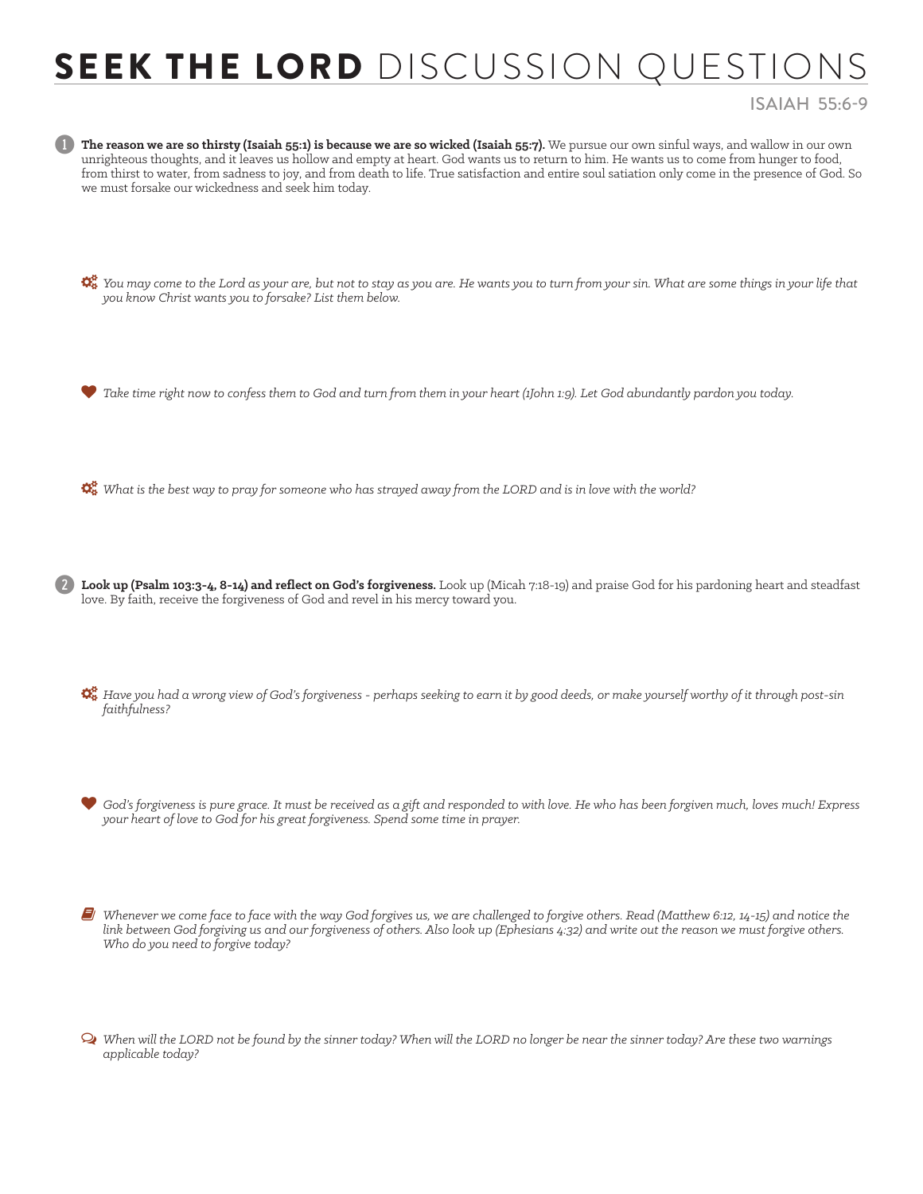# **SEEK THE LORD** DISCUSSION QUESTIONS

ISAIAH 55:6-9

1. **The reason we are so thirsty (Isaiah 55:1) is because we are so wicked (Isaiah 55:7).** We pursue our own sinful ways, and wallow in our own unrighteous thoughts, and it leaves us hollow and empty at heart. God wants us to return to him. He wants us to come from hunger to food, from thirst to water, from sadness to joy, and from death to life. True satisfaction and entire soul satiation only come in the presence of God. So we must forsake our wickedness and seek him today.

   - *You may come to the Lord as your are, but not to stay as you are. He wants you to turn from your sin. What are some things in your life that you know Christ wants you to forsake? List them below.*

   - *Take time right now to confess them to God and turn from them in your heart (1John 1:9). Let God abundantly pardon you today.*

   - *What is the best way to pray for someone who has strayed away from the LORD and is in love with the world?*

2. **Look up (Psalm 103:3-4, 8-14) and reflect on God's forgiveness.** Look up (Micah 7:18-19) and praise God for his pardoning heart and steadfast love. By faith, receive the forgiveness of God and revel in his mercy toward you.

   - *Have you had a wrong view of God's forgiveness - perhaps seeking to earn it by good deeds, or make yourself worthy of it through post-sin faithfulness?*

   - *God's forgiveness is pure grace. It must be received as a gift and responded to with love. He who has been forgiven much, loves much! Express your heart of love to God for his great forgiveness. Spend some time in prayer.*

   - *Whenever we come face to face with the way God forgives us, we are challenged to forgive others. Read (Matthew 6:12, 14-15) and notice the link between God forgiving us and our forgiveness of others. Also look up (Ephesians 4:32) and write out the reason we must forgive others. Who do you need to forgive today?*

   - *When will the LORD not be found by the sinner today? When will the LORD no longer be near the sinner today? Are these two warnings applicable today?*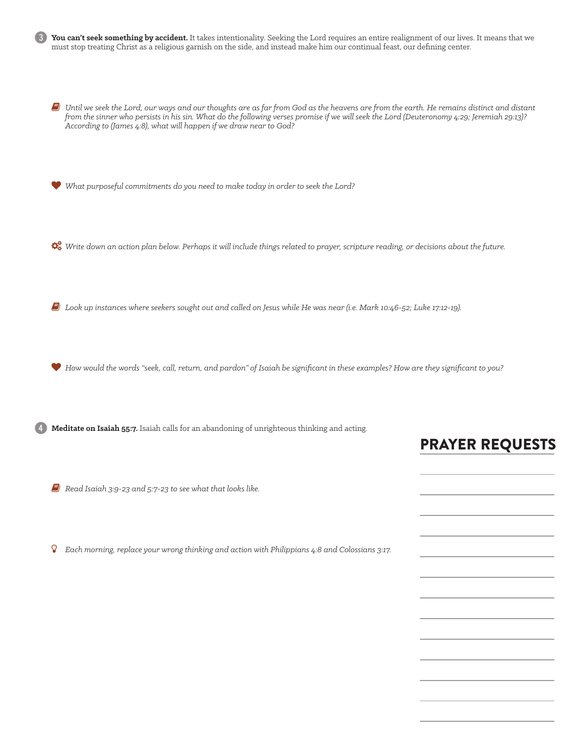3. **You can't seek something by accident.** It takes intentionality. Seeking the Lord requires an entire realignment of our lives. It means that we must stop treating Christ as a religious garnish on the side, and instead make him our continual feast, our defining center.

   *Until we seek the Lord, our ways and our thoughts are as far from God as the heavens are from the earth. He remains distinct and distant from the sinner who persists in his sin. What do the following verses promise if we will seek the Lord (Deuteronomy 4:29; Jeremiah 29:13)? According to (James 4:8), what will happen if we draw near to God?*

   *What purposeful commitments do you need to make today in order to seek the Lord?*

   *Write down an action plan below. Perhaps it will include things related to prayer, scripture reading, or decisions about the future.*

   *Look up instances where seekers sought out and called on Jesus while He was near (i.e. Mark 10:46-52; Luke 17:12-19).*

   *How would the words "seek, call, return, and pardon" of Isaiah be significant in these examples? How are they significant to you?*

4. **Meditate on Isaiah 55:7.** Isaiah calls for an abandoning of unrighteous thinking and acting.

   *Read Isaiah 3:9-23 and 5:7-23 to see what that looks like.*

   *Each morning, replace your wrong thinking and action with Philippians 4:8 and Colossians 3:17.*

## PRAYER REQUESTS